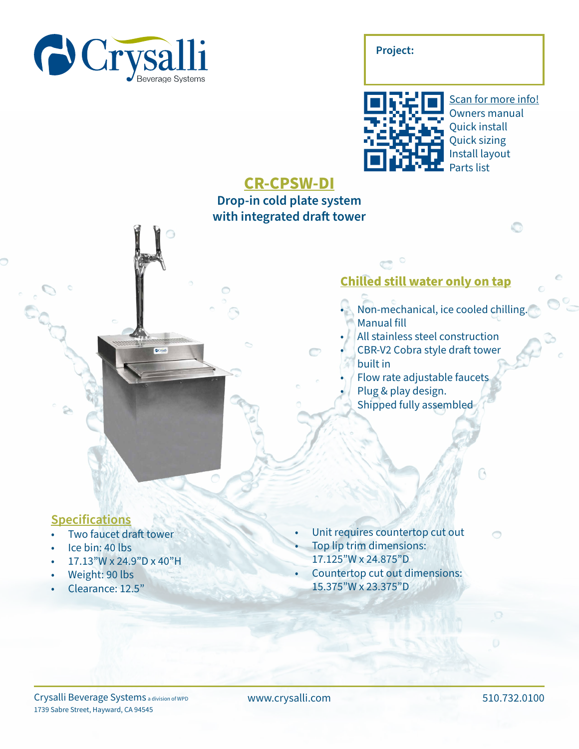Crysalli
Beverage Systems

**Project:**

Scan for more info!
Owners manual
Quick install
Quick sizing
Install layout
Parts list

# CR-CPSW-DI

**Drop-in cold plate system with integrated draft tower**

## Chilled still water only on tap

- Non-mechanical, ice cooled chilling. Manual fill
- All stainless steel construction
- CBR-V2 Cobra style draft tower built in
- Flow rate adjustable faucets
- Plug & play design. Shipped fully assembled

## Specifications

- Two faucet draft tower
- Ice bin: 40 lbs
- 17.13"W x 24.9"D x 40"H
- Weight: 90 lbs
- Clearance: 12.5"
- Unit requires countertop cut out
- Top lip trim dimensions: 17.125"W x 24.875"D
- Countertop cut out dimensions: 15.375"W x 23.375"D

Crysalli Beverage Systems a division of WPD
1739 Sabre Street, Hayward, CA 94545

www.crysalli.com

510.732.0100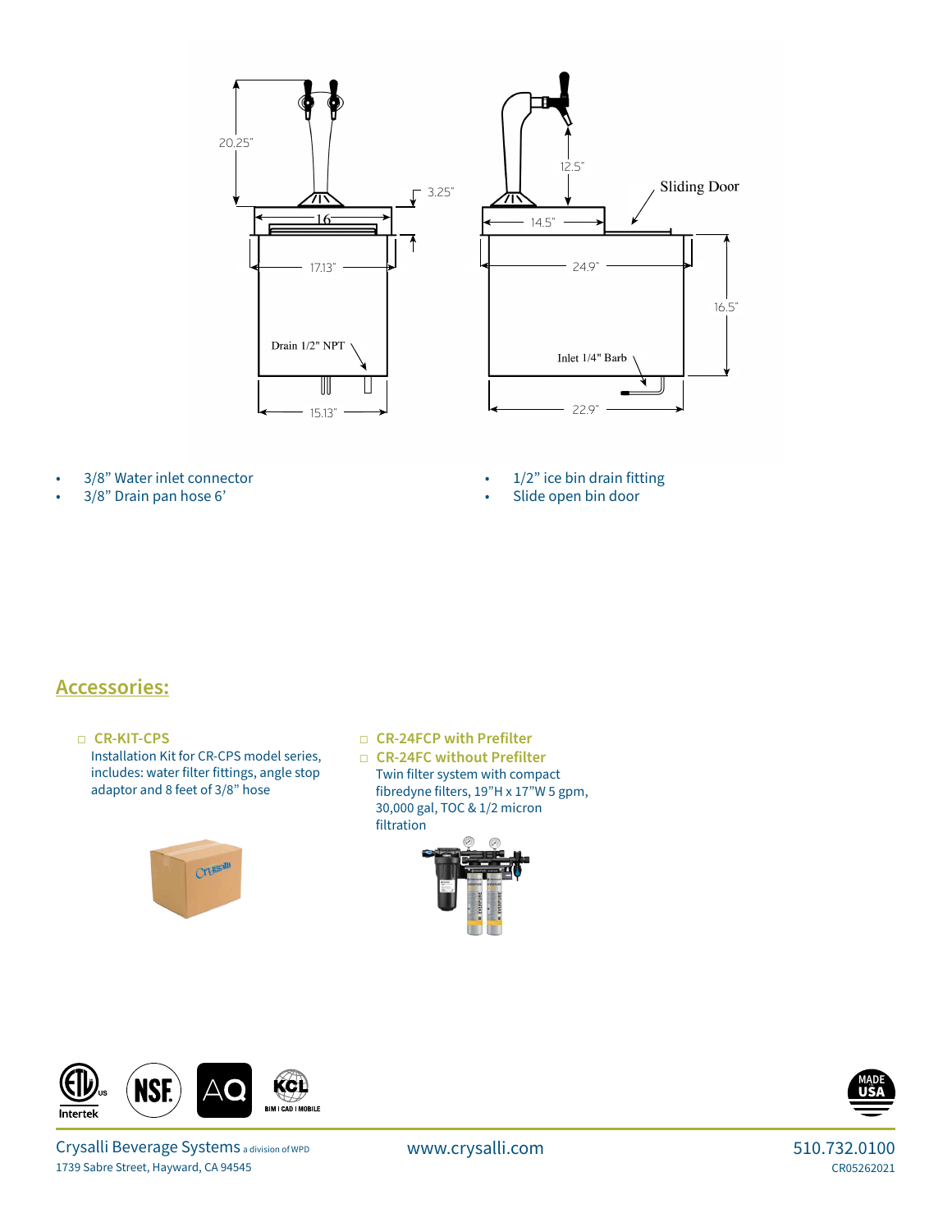20.25"

3.25"

16

17.13"

Drain 1/2" NPT

15.13"

12.5"

Sliding Door

14.5"

24.9"

16.5"

Inlet 1/4" Barb

22.9"

- 3/8" Water inlet connector
- 3/8" Drain pan hose 6'
- 1/2" ice bin drain fitting
- Slide open bin door

## Accessories:

- □ **CR-KIT-CPS**
  Installation Kit for CR-CPS model series, includes: water filter fittings, angle stop adaptor and 8 feet of 3/8" hose

- □ **CR-24FCP with Prefilter**
- □ **CR-24FC without Prefilter**
  Twin filter system with compact fibredyne filters, 19"H x 17"W 5 gpm, 30,000 gal, TOC & 1/2 micron filtration

Crysalli Beverage Systems a division of WPD
1739 Sabre Street, Hayward, CA 94545

www.crysalli.com

510.732.0100
CR05262021